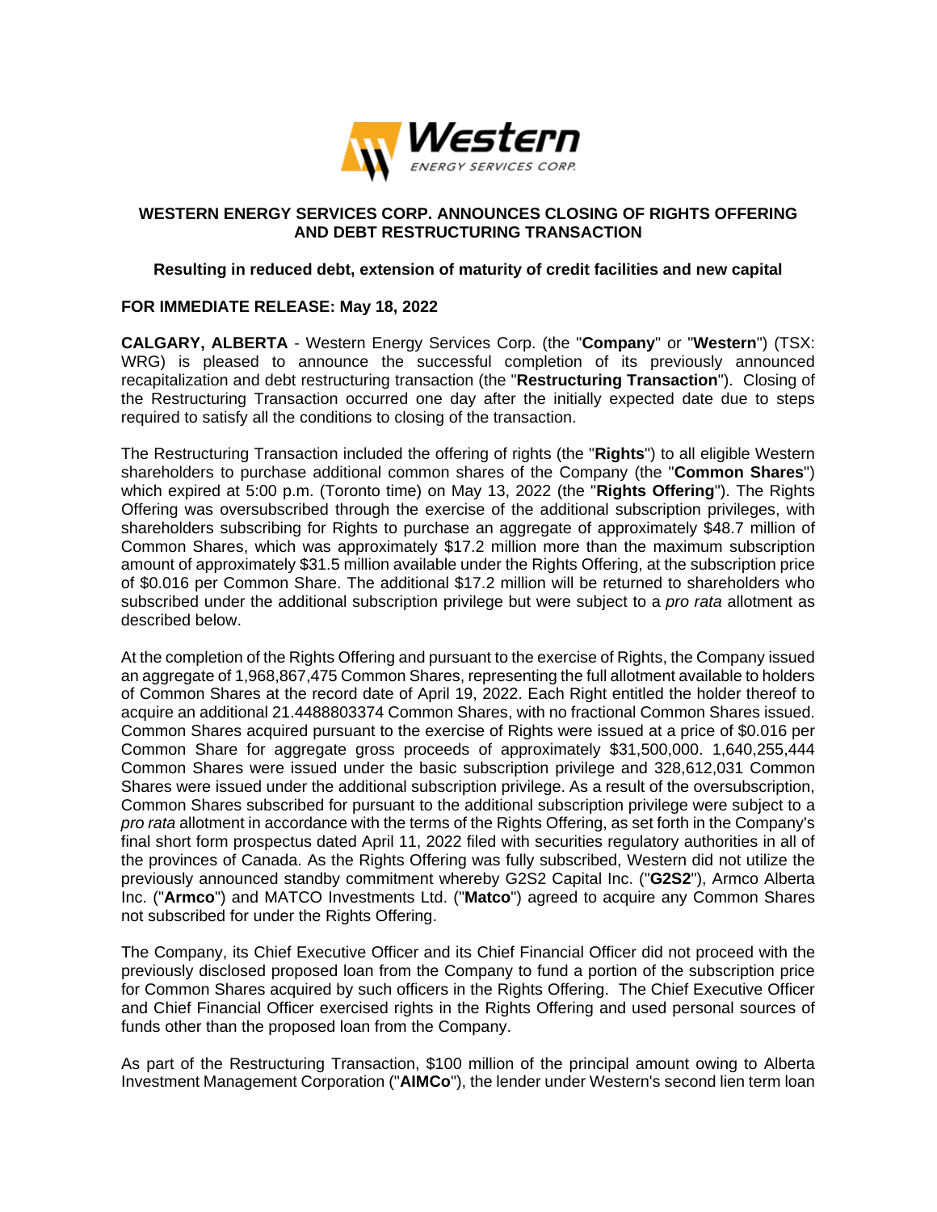# WESTERN ENERGY SERVICES CORP. ANNOUNCES CLOSING OF RIGHTS OFFERING AND DEBT RESTRUCTURING TRANSACTION

## Resulting in reduced debt, extension of maturity of credit facilities and new capital

**FOR IMMEDIATE RELEASE: May 18, 2022**

**CALGARY, ALBERTA** - Western Energy Services Corp. (the "**Company**" or "**Western**") (TSX: WRG) is pleased to announce the successful completion of its previously announced recapitalization and debt restructuring transaction (the "**Restructuring Transaction**"). Closing of the Restructuring Transaction occurred one day after the initially expected date due to steps required to satisfy all the conditions to closing of the transaction.

The Restructuring Transaction included the offering of rights (the "**Rights**") to all eligible Western shareholders to purchase additional common shares of the Company (the "**Common Shares**") which expired at 5:00 p.m. (Toronto time) on May 13, 2022 (the "**Rights Offering**"). The Rights Offering was oversubscribed through the exercise of the additional subscription privileges, with shareholders subscribing for Rights to purchase an aggregate of approximately $48.7 million of Common Shares, which was approximately $17.2 million more than the maximum subscription amount of approximately $31.5 million available under the Rights Offering, at the subscription price of $0.016 per Common Share. The additional $17.2 million will be returned to shareholders who subscribed under the additional subscription privilege but were subject to a *pro rata* allotment as described below.

At the completion of the Rights Offering and pursuant to the exercise of Rights, the Company issued an aggregate of 1,968,867,475 Common Shares, representing the full allotment available to holders of Common Shares at the record date of April 19, 2022. Each Right entitled the holder thereof to acquire an additional 21.4488803374 Common Shares, with no fractional Common Shares issued. Common Shares acquired pursuant to the exercise of Rights were issued at a price of $0.016 per Common Share for aggregate gross proceeds of approximately $31,500,000. 1,640,255,444 Common Shares were issued under the basic subscription privilege and 328,612,031 Common Shares were issued under the additional subscription privilege. As a result of the oversubscription, Common Shares subscribed for pursuant to the additional subscription privilege were subject to a *pro rata* allotment in accordance with the terms of the Rights Offering, as set forth in the Company's final short form prospectus dated April 11, 2022 filed with securities regulatory authorities in all of the provinces of Canada. As the Rights Offering was fully subscribed, Western did not utilize the previously announced standby commitment whereby G2S2 Capital Inc. ("**G2S2**"), Armco Alberta Inc. ("**Armco**") and MATCO Investments Ltd. ("**Matco**") agreed to acquire any Common Shares not subscribed for under the Rights Offering.

The Company, its Chief Executive Officer and its Chief Financial Officer did not proceed with the previously disclosed proposed loan from the Company to fund a portion of the subscription price for Common Shares acquired by such officers in the Rights Offering. The Chief Executive Officer and Chief Financial Officer exercised rights in the Rights Offering and used personal sources of funds other than the proposed loan from the Company.

As part of the Restructuring Transaction, $100 million of the principal amount owing to Alberta Investment Management Corporation ("**AIMCo**"), the lender under Western's second lien term loan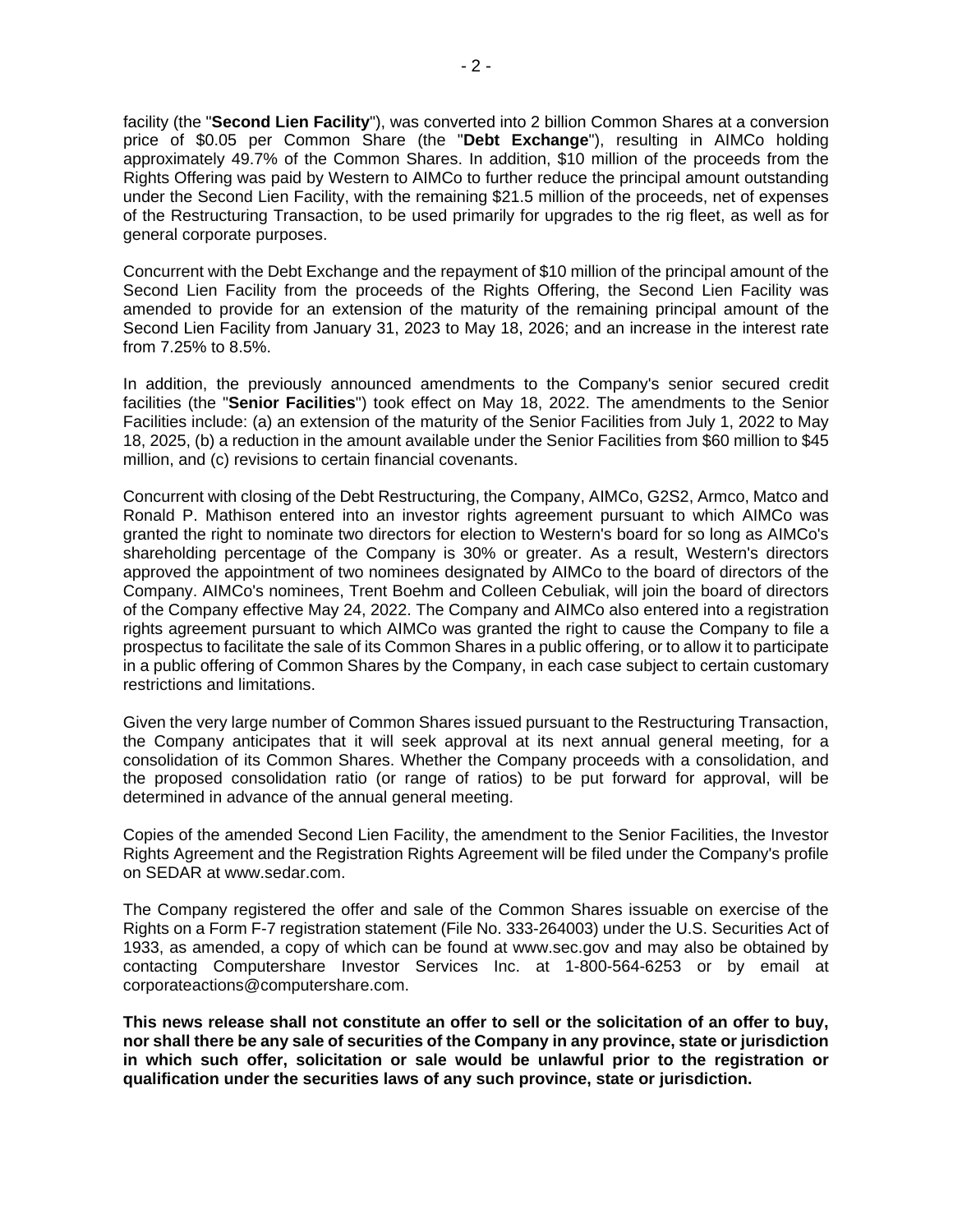facility (the "**Second Lien Facility**"), was converted into 2 billion Common Shares at a conversion price of $0.05 per Common Share (the "**Debt Exchange**"), resulting in AIMCo holding approximately 49.7% of the Common Shares. In addition, $10 million of the proceeds from the Rights Offering was paid by Western to AIMCo to further reduce the principal amount outstanding under the Second Lien Facility, with the remaining $21.5 million of the proceeds, net of expenses of the Restructuring Transaction, to be used primarily for upgrades to the rig fleet, as well as for general corporate purposes.

Concurrent with the Debt Exchange and the repayment of $10 million of the principal amount of the Second Lien Facility from the proceeds of the Rights Offering, the Second Lien Facility was amended to provide for an extension of the maturity of the remaining principal amount of the Second Lien Facility from January 31, 2023 to May 18, 2026; and an increase in the interest rate from 7.25% to 8.5%.

In addition, the previously announced amendments to the Company's senior secured credit facilities (the "**Senior Facilities**") took effect on May 18, 2022. The amendments to the Senior Facilities include: (a) an extension of the maturity of the Senior Facilities from July 1, 2022 to May 18, 2025, (b) a reduction in the amount available under the Senior Facilities from $60 million to $45 million, and (c) revisions to certain financial covenants.

Concurrent with closing of the Debt Restructuring, the Company, AIMCo, G2S2, Armco, Matco and Ronald P. Mathison entered into an investor rights agreement pursuant to which AIMCo was granted the right to nominate two directors for election to Western's board for so long as AIMCo's shareholding percentage of the Company is 30% or greater. As a result, Western's directors approved the appointment of two nominees designated by AIMCo to the board of directors of the Company. AIMCo's nominees, Trent Boehm and Colleen Cebuliak, will join the board of directors of the Company effective May 24, 2022. The Company and AIMCo also entered into a registration rights agreement pursuant to which AIMCo was granted the right to cause the Company to file a prospectus to facilitate the sale of its Common Shares in a public offering, or to allow it to participate in a public offering of Common Shares by the Company, in each case subject to certain customary restrictions and limitations.

Given the very large number of Common Shares issued pursuant to the Restructuring Transaction, the Company anticipates that it will seek approval at its next annual general meeting, for a consolidation of its Common Shares. Whether the Company proceeds with a consolidation, and the proposed consolidation ratio (or range of ratios) to be put forward for approval, will be determined in advance of the annual general meeting.

Copies of the amended Second Lien Facility, the amendment to the Senior Facilities, the Investor Rights Agreement and the Registration Rights Agreement will be filed under the Company's profile on SEDAR at www.sedar.com.

The Company registered the offer and sale of the Common Shares issuable on exercise of the Rights on a Form F-7 registration statement (File No. 333-264003) under the U.S. Securities Act of 1933, as amended, a copy of which can be found at www.sec.gov and may also be obtained by contacting Computershare Investor Services Inc. at 1-800-564-6253 or by email at corporateactions@computershare.com.

**This news release shall not constitute an offer to sell or the solicitation of an offer to buy, nor shall there be any sale of securities of the Company in any province, state or jurisdiction in which such offer, solicitation or sale would be unlawful prior to the registration or qualification under the securities laws of any such province, state or jurisdiction.**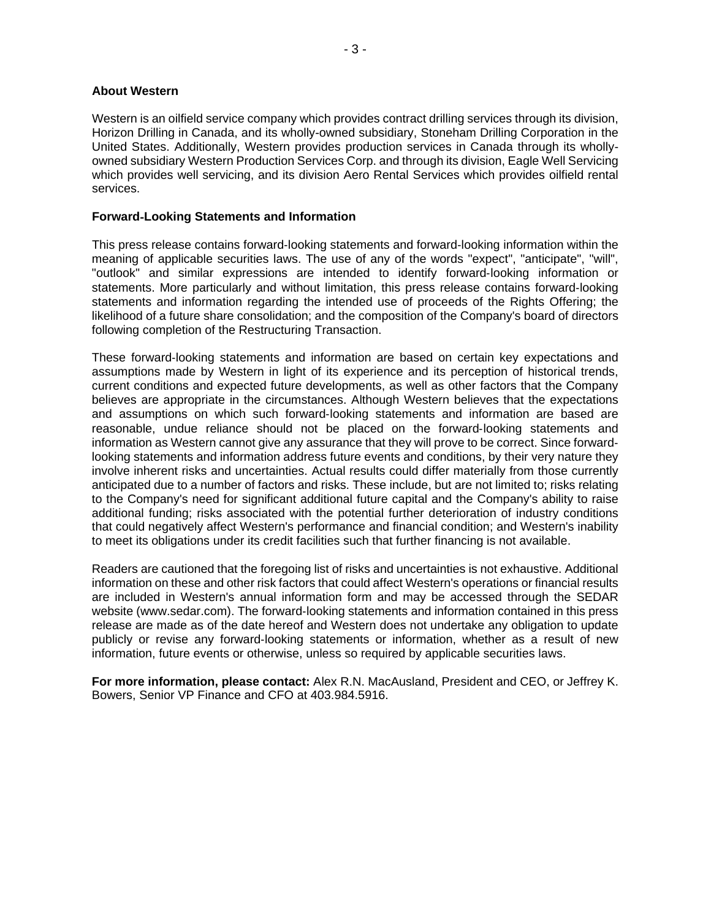**About Western**

Western is an oilfield service company which provides contract drilling services through its division, Horizon Drilling in Canada, and its wholly-owned subsidiary, Stoneham Drilling Corporation in the United States. Additionally, Western provides production services in Canada through its wholly-owned subsidiary Western Production Services Corp. and through its division, Eagle Well Servicing which provides well servicing, and its division Aero Rental Services which provides oilfield rental services.

**Forward-Looking Statements and Information**

This press release contains forward-looking statements and forward-looking information within the meaning of applicable securities laws. The use of any of the words "expect", "anticipate", "will", "outlook" and similar expressions are intended to identify forward-looking information or statements. More particularly and without limitation, this press release contains forward-looking statements and information regarding the intended use of proceeds of the Rights Offering; the likelihood of a future share consolidation; and the composition of the Company's board of directors following completion of the Restructuring Transaction.

These forward-looking statements and information are based on certain key expectations and assumptions made by Western in light of its experience and its perception of historical trends, current conditions and expected future developments, as well as other factors that the Company believes are appropriate in the circumstances. Although Western believes that the expectations and assumptions on which such forward-looking statements and information are based are reasonable, undue reliance should not be placed on the forward-looking statements and information as Western cannot give any assurance that they will prove to be correct. Since forward-looking statements and information address future events and conditions, by their very nature they involve inherent risks and uncertainties. Actual results could differ materially from those currently anticipated due to a number of factors and risks. These include, but are not limited to; risks relating to the Company's need for significant additional future capital and the Company's ability to raise additional funding; risks associated with the potential further deterioration of industry conditions that could negatively affect Western's performance and financial condition; and Western's inability to meet its obligations under its credit facilities such that further financing is not available.

Readers are cautioned that the foregoing list of risks and uncertainties is not exhaustive. Additional information on these and other risk factors that could affect Western's operations or financial results are included in Western's annual information form and may be accessed through the SEDAR website (www.sedar.com). The forward-looking statements and information contained in this press release are made as of the date hereof and Western does not undertake any obligation to update publicly or revise any forward-looking statements or information, whether as a result of new information, future events or otherwise, unless so required by applicable securities laws.

**For more information, please contact:** Alex R.N. MacAusland, President and CEO, or Jeffrey K. Bowers, Senior VP Finance and CFO at 403.984.5916.